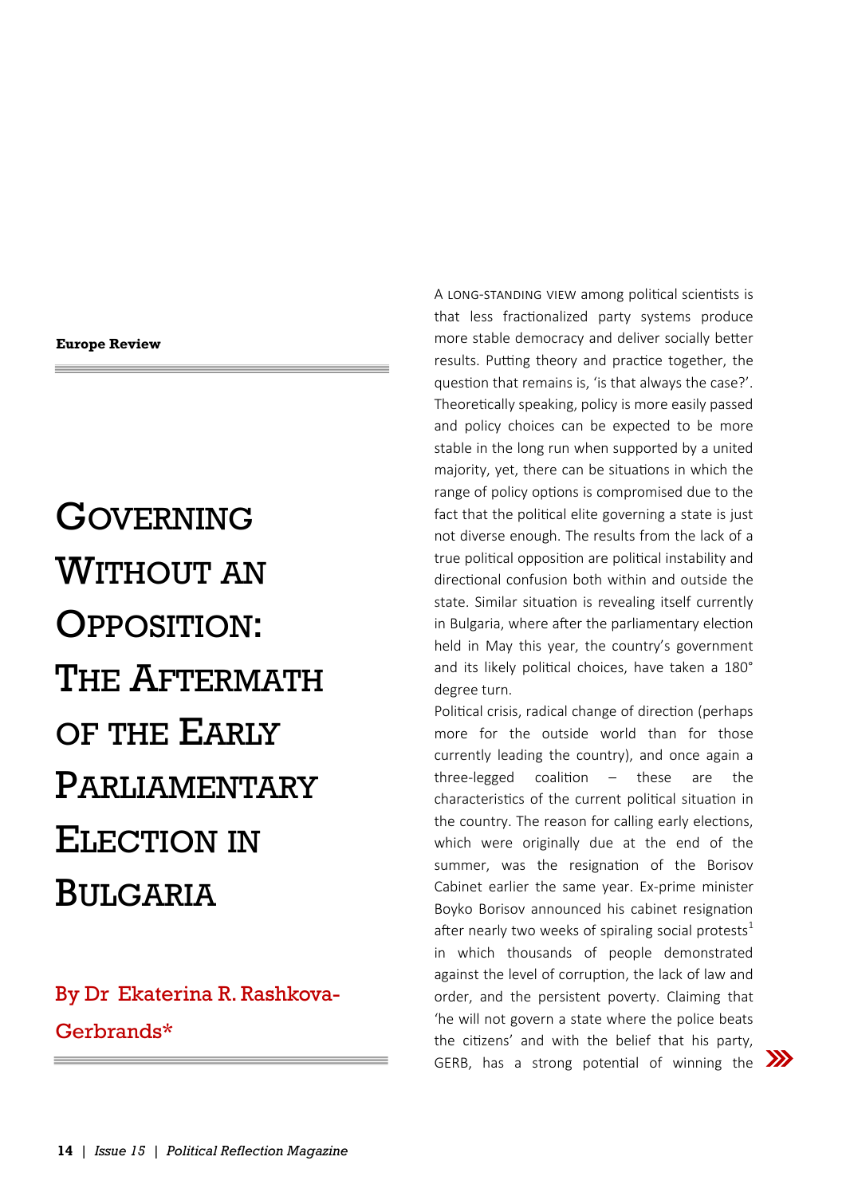**Europe Review**

# Governing Without an Opposition: The Aftermath of the Early Parliamentary Election in Bulgaria

## By Dr Ekaterina R. Rashkova-Gerbrands*

A long-standing view among political scientists is that less fractionalized party systems produce more stable democracy and deliver socially better results. Putting theory and practice together, the question that remains is, 'is that always the case?'. Theoretically speaking, policy is more easily passed and policy choices can be expected to be more stable in the long run when supported by a united majority, yet, there can be situations in which the range of policy options is compromised due to the fact that the political elite governing a state is just not diverse enough. The results from the lack of a true political opposition are political instability and directional confusion both within and outside the state. Similar situation is revealing itself currently in Bulgaria, where after the parliamentary election held in May this year, the country's government and its likely political choices, have taken a 180° degree turn.

Political crisis, radical change of direction (perhaps more for the outside world than for those currently leading the country), and once again a three-legged coalition – these are the characteristics of the current political situation in the country. The reason for calling early elections, which were originally due at the end of the summer, was the resignation of the Borisov Cabinet earlier the same year. Ex-prime minister Boyko Borisov announced his cabinet resignation after nearly two weeks of spiraling social protests[1] in which thousands of people demonstrated against the level of corruption, the lack of law and order, and the persistent poverty. Claiming that 'he will not govern a state where the police beats the citizens' and with the belief that his party, GERB, has a strong potential of winning the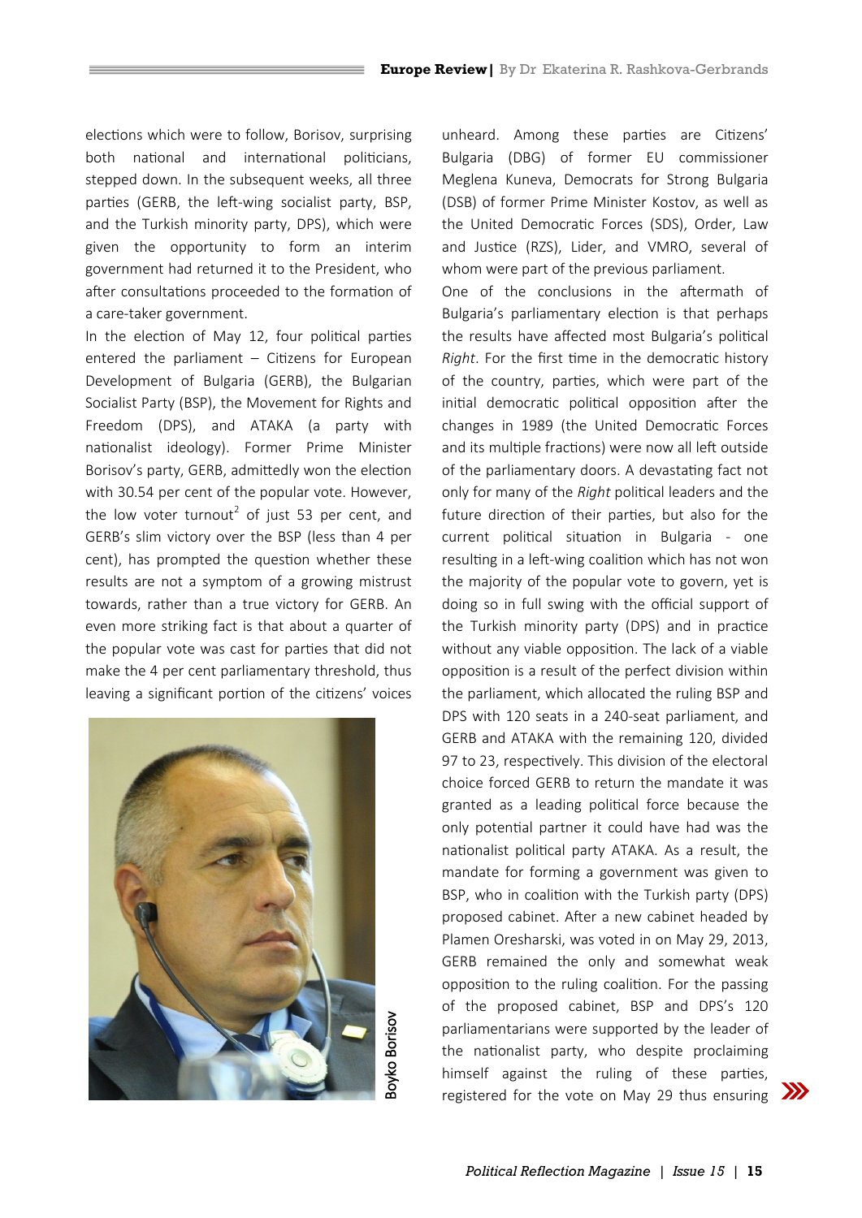elections which were to follow, Borisov, surprising both national and international politicians, stepped down. In the subsequent weeks, all three parties (GERB, the left-wing socialist party, BSP, and the Turkish minority party, DPS), which were given the opportunity to form an interim government had returned it to the President, who after consultations proceeded to the formation of a care-taker government.

In the election of May 12, four political parties entered the parliament – Citizens for European Development of Bulgaria (GERB), the Bulgarian Socialist Party (BSP), the Movement for Rights and Freedom (DPS), and ATAKA (a party with nationalist ideology). Former Prime Minister Borisov's party, GERB, admittedly won the election with 30.54 per cent of the popular vote. However, the low voter turnout[2] of just 53 per cent, and GERB's slim victory over the BSP (less than 4 per cent), has prompted the question whether these results are not a symptom of a growing mistrust towards, rather than a true victory for GERB. An even more striking fact is that about a quarter of the popular vote was cast for parties that did not make the 4 per cent parliamentary threshold, thus leaving a significant portion of the citizens' voices unheard. Among these parties are Citizens' Bulgaria (DBG) of former EU commissioner Meglena Kuneva, Democrats for Strong Bulgaria (DSB) of former Prime Minister Kostov, as well as the United Democratic Forces (SDS), Order, Law and Justice (RZS), Lider, and VMRO, several of whom were part of the previous parliament.

Boyko Borisov

One of the conclusions in the aftermath of Bulgaria's parliamentary election is that perhaps the results have affected most Bulgaria's political *Right*. For the first time in the democratic history of the country, parties, which were part of the initial democratic political opposition after the changes in 1989 (the United Democratic Forces and its multiple fractions) were now all left outside of the parliamentary doors. A devastating fact not only for many of the *Right* political leaders and the future direction of their parties, but also for the current political situation in Bulgaria - one resulting in a left-wing coalition which has not won the majority of the popular vote to govern, yet is doing so in full swing with the official support of the Turkish minority party (DPS) and in practice without any viable opposition. The lack of a viable opposition is a result of the perfect division within the parliament, which allocated the ruling BSP and DPS with 120 seats in a 240-seat parliament, and GERB and ATAKA with the remaining 120, divided 97 to 23, respectively. This division of the electoral choice forced GERB to return the mandate it was granted as a leading political force because the only potential partner it could have had was the nationalist political party ATAKA. As a result, the mandate for forming a government was given to BSP, who in coalition with the Turkish party (DPS) proposed cabinet. After a new cabinet headed by Plamen Oresharski, was voted in on May 29, 2013, GERB remained the only and somewhat weak opposition to the ruling coalition. For the passing of the proposed cabinet, BSP and DPS's 120 parliamentarians were supported by the leader of the nationalist party, who despite proclaiming himself against the ruling of these parties, registered for the vote on May 29 thus ensuring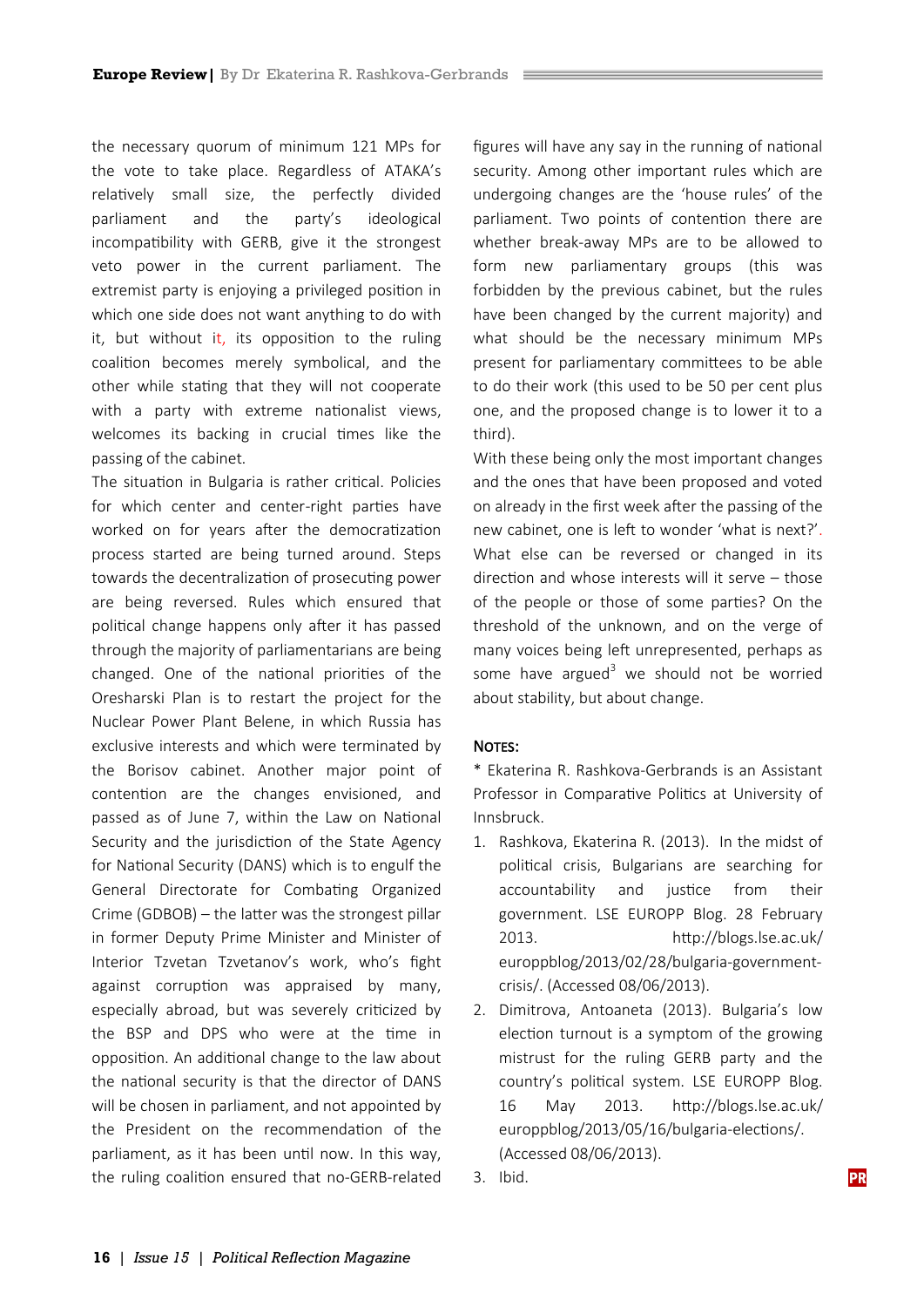the necessary quorum of minimum 121 MPs for the vote to take place. Regardless of ATAKA's relatively small size, the perfectly divided parliament and the party's ideological incompatibility with GERB, give it the strongest veto power in the current parliament. The extremist party is enjoying a privileged position in which one side does not want anything to do with it, but without it, its opposition to the ruling coalition becomes merely symbolical, and the other while stating that they will not cooperate with a party with extreme nationalist views, welcomes its backing in crucial times like the passing of the cabinet.

The situation in Bulgaria is rather critical. Policies for which center and center-right parties have worked on for years after the democratization process started are being turned around. Steps towards the decentralization of prosecuting power are being reversed. Rules which ensured that political change happens only after it has passed through the majority of parliamentarians are being changed. One of the national priorities of the Oresharski Plan is to restart the project for the Nuclear Power Plant Belene, in which Russia has exclusive interests and which were terminated by the Borisov cabinet. Another major point of contention are the changes envisioned, and passed as of June 7, within the Law on National Security and the jurisdiction of the State Agency for National Security (DANS) which is to engulf the General Directorate for Combating Organized Crime (GDBOB) – the latter was the strongest pillar in former Deputy Prime Minister and Minister of Interior Tzvetan Tzvetanov's work, who's fight against corruption was appraised by many, especially abroad, but was severely criticized by the BSP and DPS who were at the time in opposition. An additional change to the law about the national security is that the director of DANS will be chosen in parliament, and not appointed by the President on the recommendation of the parliament, as it has been until now. In this way, the ruling coalition ensured that no-GERB-related figures will have any say in the running of national security. Among other important rules which are undergoing changes are the 'house rules' of the parliament. Two points of contention there are whether break-away MPs are to be allowed to form new parliamentary groups (this was forbidden by the previous cabinet, but the rules have been changed by the current majority) and what should be the necessary minimum MPs present for parliamentary committees to be able to do their work (this used to be 50 per cent plus one, and the proposed change is to lower it to a third).

With these being only the most important changes and the ones that have been proposed and voted on already in the first week after the passing of the new cabinet, one is left to wonder 'what is next?'. What else can be reversed or changed in its direction and whose interests will it serve – those of the people or those of some parties? On the threshold of the unknown, and on the verge of many voices being left unrepresented, perhaps as some have argued[3] we should not be worried about stability, but about change.

## NOTES:

* Ekaterina R. Rashkova-Gerbrands is an Assistant Professor in Comparative Politics at University of Innsbruck.

1. Rashkova, Ekaterina R. (2013). In the midst of political crisis, Bulgarians are searching for accountability and justice from their government. LSE EUROPP Blog. 28 February 2013. http://blogs.lse.ac.uk/europpblog/2013/02/28/bulgaria-government-crisis/. (Accessed 08/06/2013).
2. Dimitrova, Antoaneta (2013). Bulgaria's low election turnout is a symptom of the growing mistrust for the ruling GERB party and the country's political system. LSE EUROPP Blog. 16 May 2013. http://blogs.lse.ac.uk/europpblog/2013/05/16/bulgaria-elections/. (Accessed 08/06/2013).
3. Ibid.